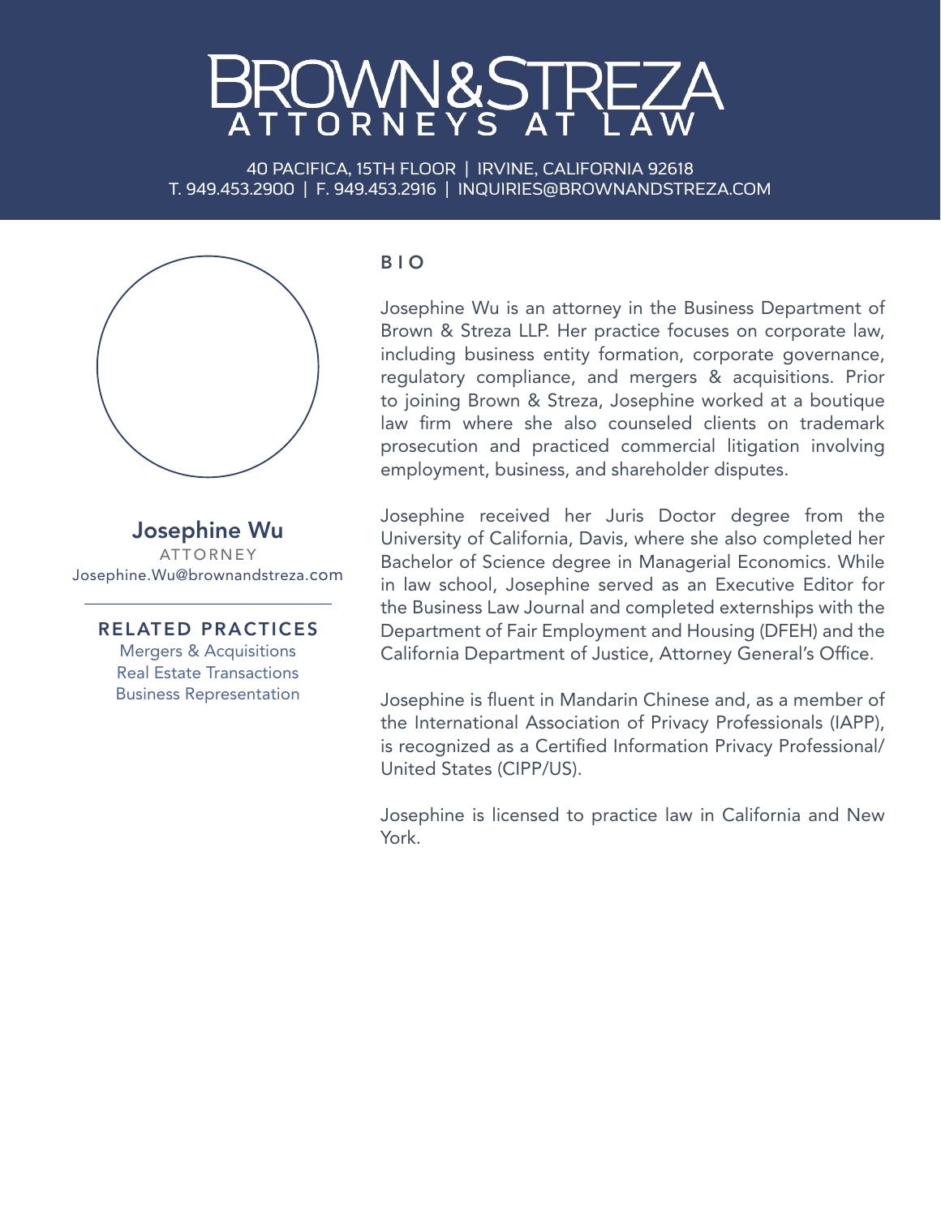# BROWN & STREZA

ATTORNEYS AT LAW

40 PACIFICA, 15TH FLOOR | IRVINE, CALIFORNIA 92618
T. 949.453.2900 | F. 949.453.2916 | INQUIRIES@BROWNANDSTREZA.COM

## Josephine Wu

ATTORNEY
Josephine.Wu@brownandstreza.com

### RELATED PRACTICES

Mergers & Acquisitions
Real Estate Transactions
Business Representation

### BIO

Josephine Wu is an attorney in the Business Department of Brown & Streza LLP. Her practice focuses on corporate law, including business entity formation, corporate governance, regulatory compliance, and mergers & acquisitions. Prior to joining Brown & Streza, Josephine worked at a boutique law firm where she also counseled clients on trademark prosecution and practiced commercial litigation involving employment, business, and shareholder disputes.

Josephine received her Juris Doctor degree from the University of California, Davis, where she also completed her Bachelor of Science degree in Managerial Economics. While in law school, Josephine served as an Executive Editor for the Business Law Journal and completed externships with the Department of Fair Employment and Housing (DFEH) and the California Department of Justice, Attorney General's Office.

Josephine is fluent in Mandarin Chinese and, as a member of the International Association of Privacy Professionals (IAPP), is recognized as a Certified Information Privacy Professional/ United States (CIPP/US).

Josephine is licensed to practice law in California and New York.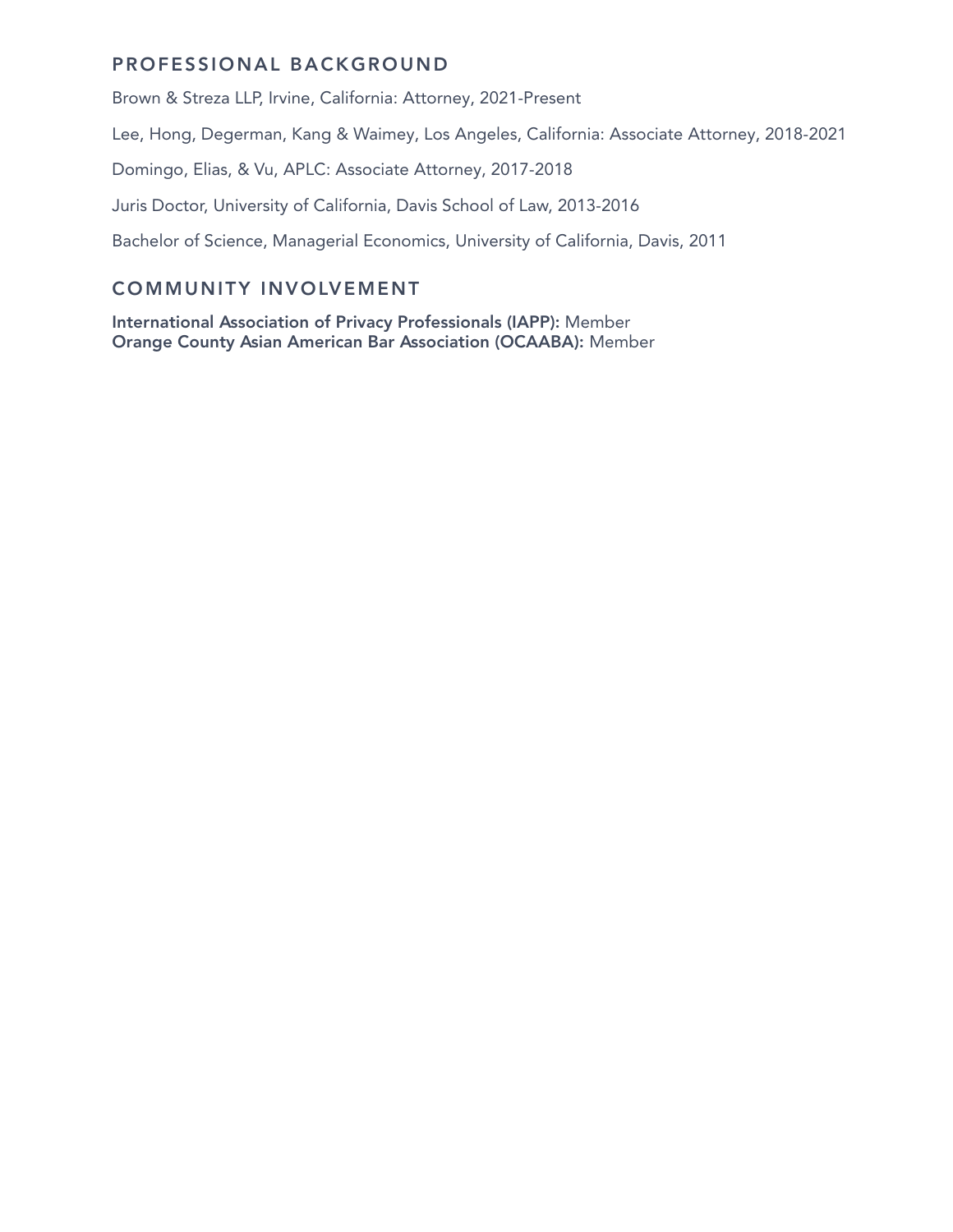## PROFESSIONAL BACKGROUND

Brown & Streza LLP, Irvine, California: Attorney, 2021-Present

Lee, Hong, Degerman, Kang & Waimey, Los Angeles, California: Associate Attorney, 2018-2021

Domingo, Elias, & Vu, APLC: Associate Attorney, 2017-2018

Juris Doctor, University of California, Davis School of Law, 2013-2016

Bachelor of Science, Managerial Economics, University of California, Davis, 2011

## COMMUNITY INVOLVEMENT

**International Association of Privacy Professionals (IAPP):** Member
**Orange County Asian American Bar Association (OCAABA):** Member